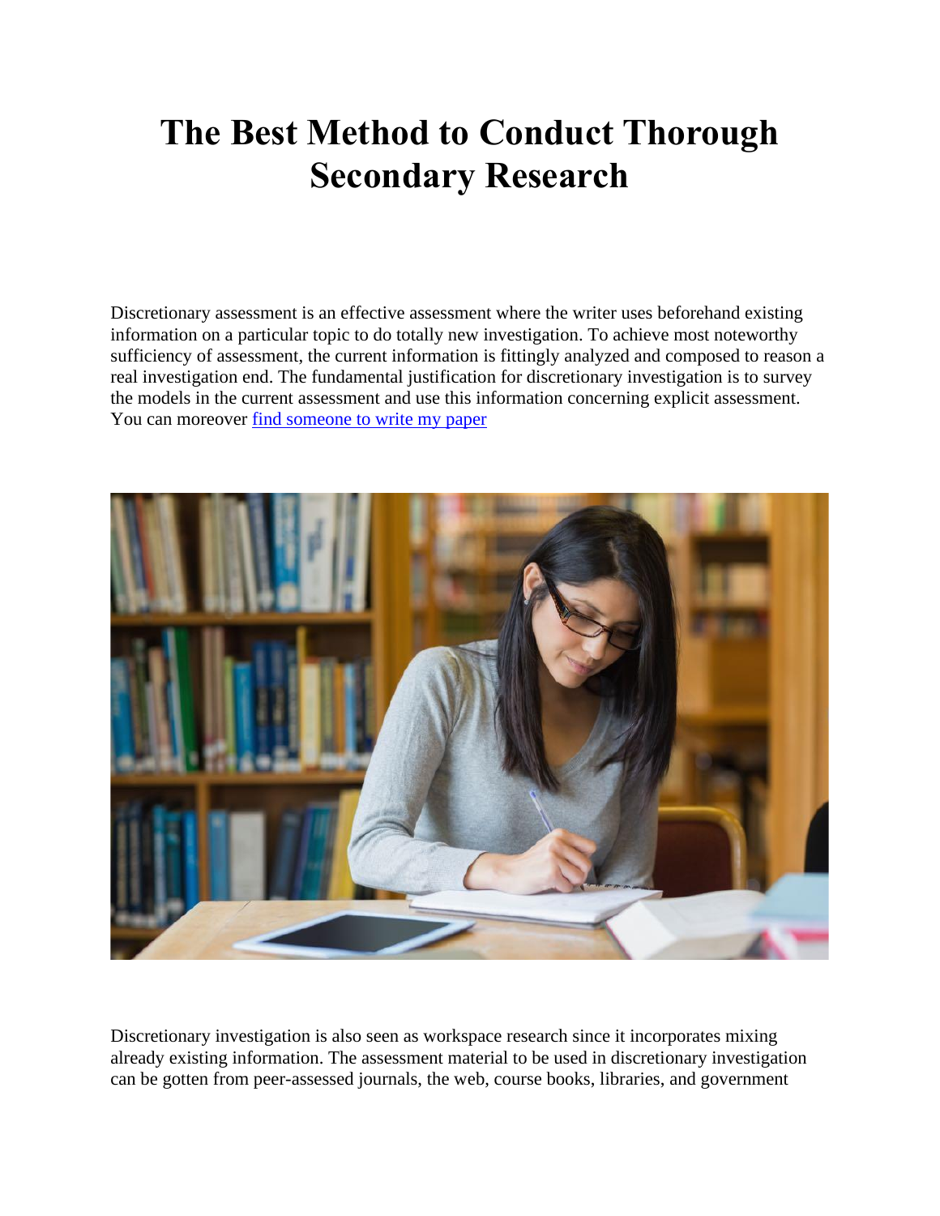# The Best Method to Conduct Thorough Secondary Research

Discretionary assessment is an effective assessment where the writer uses beforehand existing information on a particular topic to do totally new investigation. To achieve most noteworthy sufficiency of assessment, the current information is fittingly analyzed and composed to reason a real investigation end. The fundamental justification for discretionary investigation is to survey the models in the current assessment and use this information concerning explicit assessment. You can moreover [find someone to write my paper]()

Discretionary investigation is also seen as workspace research since it incorporates mixing already existing information. The assessment material to be used in discretionary investigation can be gotten from peer-assessed journals, the web, course books, libraries, and government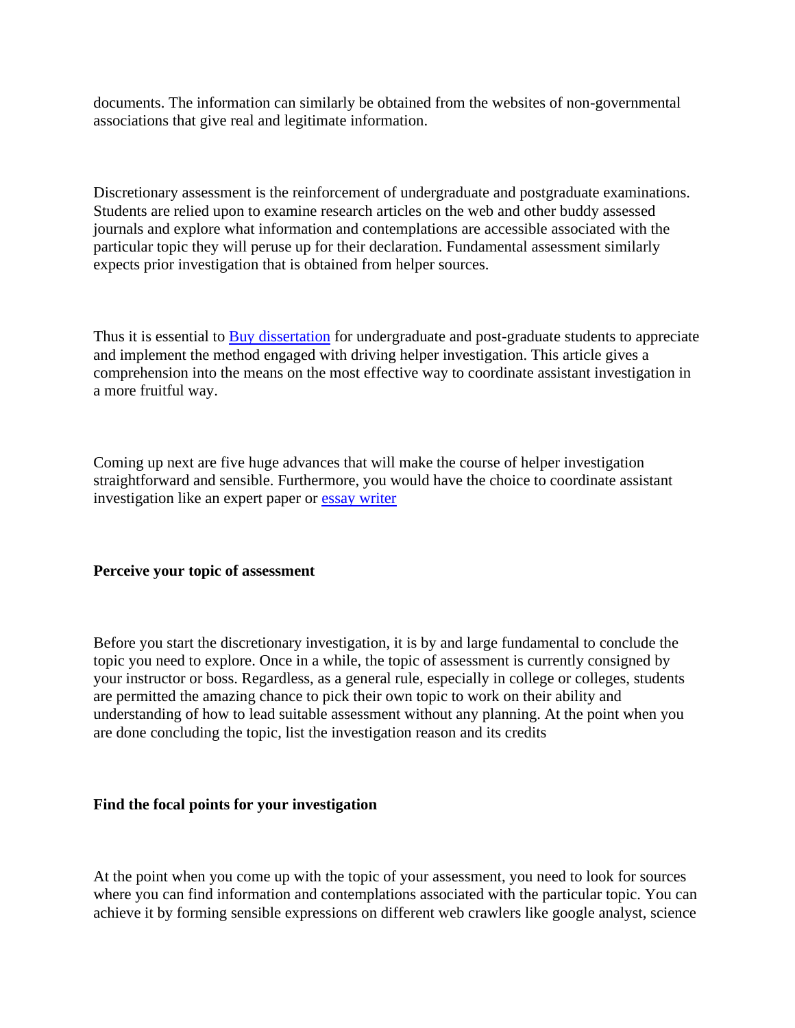documents. The information can similarly be obtained from the websites of non-governmental associations that give real and legitimate information.

Discretionary assessment is the reinforcement of undergraduate and postgraduate examinations. Students are relied upon to examine research articles on the web and other buddy assessed journals and explore what information and contemplations are accessible associated with the particular topic they will peruse up for their declaration. Fundamental assessment similarly expects prior investigation that is obtained from helper sources.

Thus it is essential to Buy dissertation for undergraduate and post-graduate students to appreciate and implement the method engaged with driving helper investigation. This article gives a comprehension into the means on the most effective way to coordinate assistant investigation in a more fruitful way.

Coming up next are five huge advances that will make the course of helper investigation straightforward and sensible. Furthermore, you would have the choice to coordinate assistant investigation like an expert paper or essay writer

**Perceive your topic of assessment**

Before you start the discretionary investigation, it is by and large fundamental to conclude the topic you need to explore. Once in a while, the topic of assessment is currently consigned by your instructor or boss. Regardless, as a general rule, especially in college or colleges, students are permitted the amazing chance to pick their own topic to work on their ability and understanding of how to lead suitable assessment without any planning. At the point when you are done concluding the topic, list the investigation reason and its credits

**Find the focal points for your investigation**

At the point when you come up with the topic of your assessment, you need to look for sources where you can find information and contemplations associated with the particular topic. You can achieve it by forming sensible expressions on different web crawlers like google analyst, science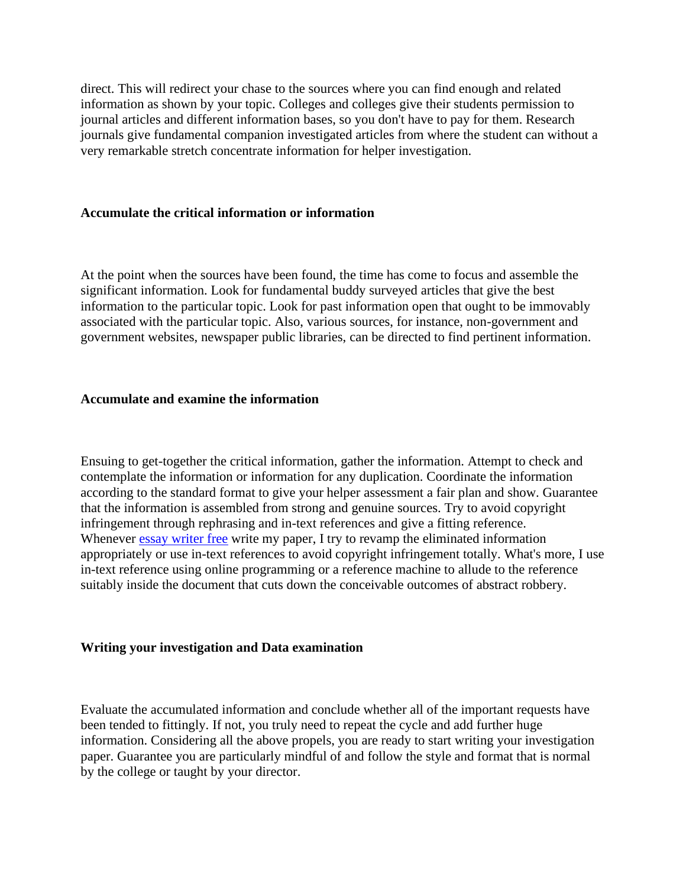direct. This will redirect your chase to the sources where you can find enough and related information as shown by your topic. Colleges and colleges give their students permission to journal articles and different information bases, so you don't have to pay for them. Research journals give fundamental companion investigated articles from where the student can without a very remarkable stretch concentrate information for helper investigation.

**Accumulate the critical information or information**

At the point when the sources have been found, the time has come to focus and assemble the significant information. Look for fundamental buddy surveyed articles that give the best information to the particular topic. Look for past information open that ought to be immovably associated with the particular topic. Also, various sources, for instance, non-government and government websites, newspaper public libraries, can be directed to find pertinent information.

**Accumulate and examine the information**

Ensuing to get-together the critical information, gather the information. Attempt to check and contemplate the information or information for any duplication. Coordinate the information according to the standard format to give your helper assessment a fair plan and show. Guarantee that the information is assembled from strong and genuine sources. Try to avoid copyright infringement through rephrasing and in-text references and give a fitting reference. Whenever essay writer free write my paper, I try to revamp the eliminated information appropriately or use in-text references to avoid copyright infringement totally. What's more, I use in-text reference using online programming or a reference machine to allude to the reference suitably inside the document that cuts down the conceivable outcomes of abstract robbery.

**Writing your investigation and Data examination**

Evaluate the accumulated information and conclude whether all of the important requests have been tended to fittingly. If not, you truly need to repeat the cycle and add further huge information. Considering all the above propels, you are ready to start writing your investigation paper. Guarantee you are particularly mindful of and follow the style and format that is normal by the college or taught by your director.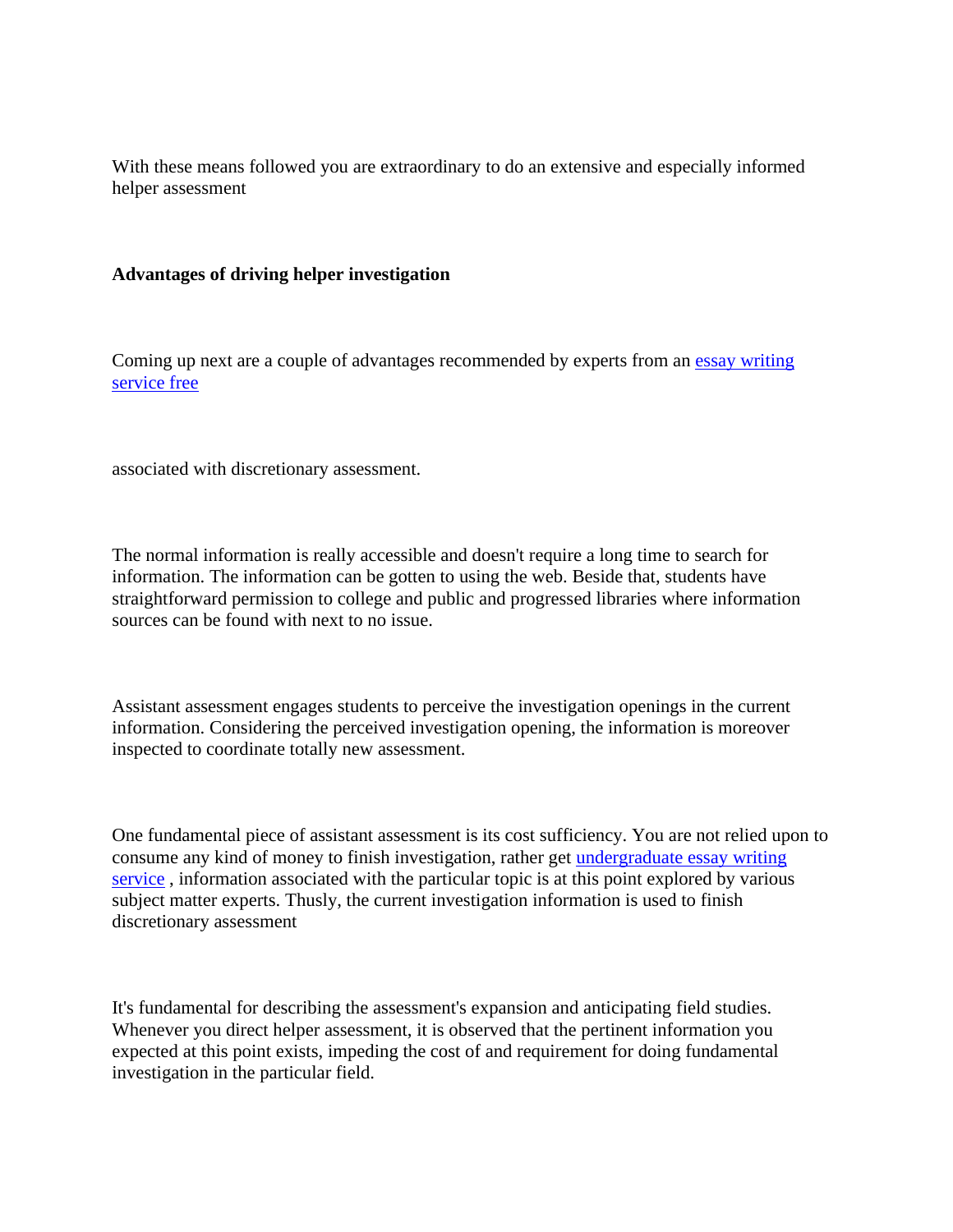With these means followed you are extraordinary to do an extensive and especially informed helper assessment

**Advantages of driving helper investigation**

Coming up next are a couple of advantages recommended by experts from an [essay writing service free](#)

associated with discretionary assessment.

The normal information is really accessible and doesn't require a long time to search for information. The information can be gotten to using the web. Beside that, students have straightforward permission to college and public and progressed libraries where information sources can be found with next to no issue.

Assistant assessment engages students to perceive the investigation openings in the current information. Considering the perceived investigation opening, the information is moreover inspected to coordinate totally new assessment.

One fundamental piece of assistant assessment is its cost sufficiency. You are not relied upon to consume any kind of money to finish investigation, rather get [undergraduate essay writing service](#) , information associated with the particular topic is at this point explored by various subject matter experts. Thusly, the current investigation information is used to finish discretionary assessment

It's fundamental for describing the assessment's expansion and anticipating field studies. Whenever you direct helper assessment, it is observed that the pertinent information you expected at this point exists, impeding the cost of and requirement for doing fundamental investigation in the particular field.